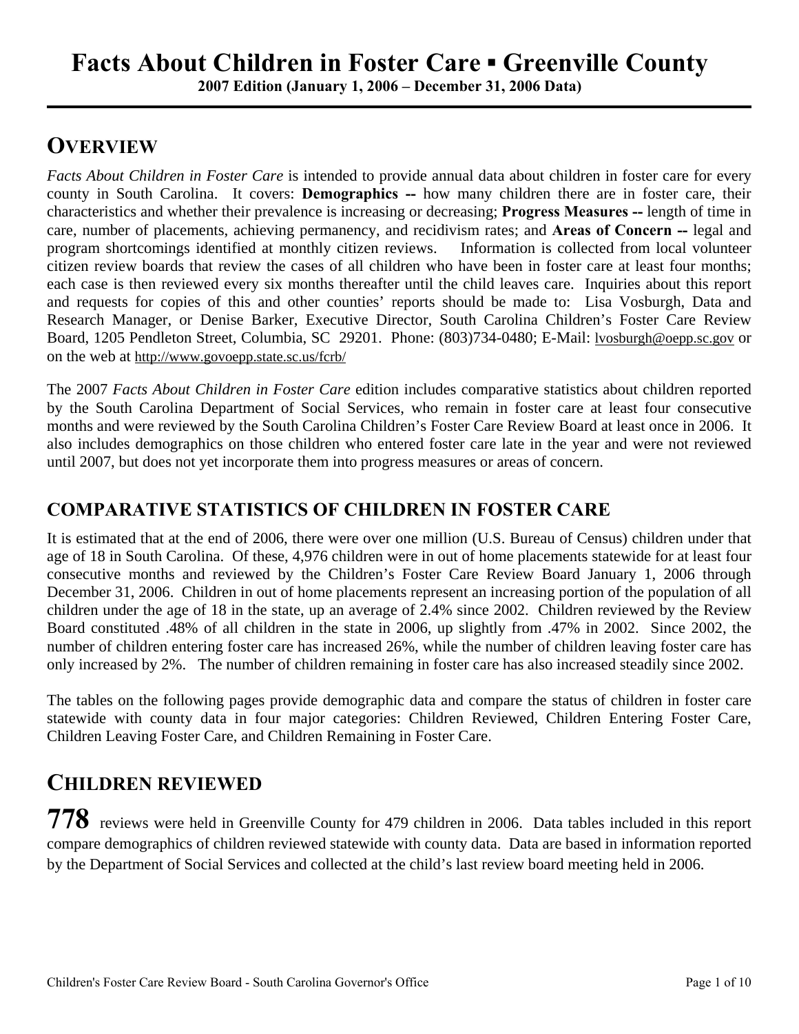# Facts About Children in Foster Care ▪ Greenville County

**2007 Edition (January 1, 2006 – December 31, 2006 Data)**

## OVERVIEW

*Facts About Children in Foster Care* is intended to provide annual data about children in foster care for every county in South Carolina. It covers: **Demographics --** how many children there are in foster care, their characteristics and whether their prevalence is increasing or decreasing; **Progress Measures --** length of time in care, number of placements, achieving permanency, and recidivism rates; and **Areas of Concern --** legal and program shortcomings identified at monthly citizen reviews. Information is collected from local volunteer citizen review boards that review the cases of all children who have been in foster care at least four months; each case is then reviewed every six months thereafter until the child leaves care. Inquiries about this report and requests for copies of this and other counties' reports should be made to: Lisa Vosburgh, Data and Research Manager, or Denise Barker, Executive Director, South Carolina Children's Foster Care Review Board, 1205 Pendleton Street, Columbia, SC 29201. Phone: (803)734-0480; E-Mail: lvosburgh@oepp.sc.gov or on the web at http://www.govoepp.state.sc.us/fcrb/

The 2007 *Facts About Children in Foster Care* edition includes comparative statistics about children reported by the South Carolina Department of Social Services, who remain in foster care at least four consecutive months and were reviewed by the South Carolina Children's Foster Care Review Board at least once in 2006. It also includes demographics on those children who entered foster care late in the year and were not reviewed until 2007, but does not yet incorporate them into progress measures or areas of concern.

### COMPARATIVE STATISTICS OF CHILDREN IN FOSTER CARE

It is estimated that at the end of 2006, there were over one million (U.S. Bureau of Census) children under that age of 18 in South Carolina. Of these, 4,976 children were in out of home placements statewide for at least four consecutive months and reviewed by the Children's Foster Care Review Board January 1, 2006 through December 31, 2006. Children in out of home placements represent an increasing portion of the population of all children under the age of 18 in the state, up an average of 2.4% since 2002. Children reviewed by the Review Board constituted .48% of all children in the state in 2006, up slightly from .47% in 2002. Since 2002, the number of children entering foster care has increased 26%, while the number of children leaving foster care has only increased by 2%. The number of children remaining in foster care has also increased steadily since 2002.

The tables on the following pages provide demographic data and compare the status of children in foster care statewide with county data in four major categories: Children Reviewed, Children Entering Foster Care, Children Leaving Foster Care, and Children Remaining in Foster Care.

## CHILDREN REVIEWED

**778** reviews were held in Greenville County for 479 children in 2006. Data tables included in this report compare demographics of children reviewed statewide with county data. Data are based in information reported by the Department of Social Services and collected at the child's last review board meeting held in 2006.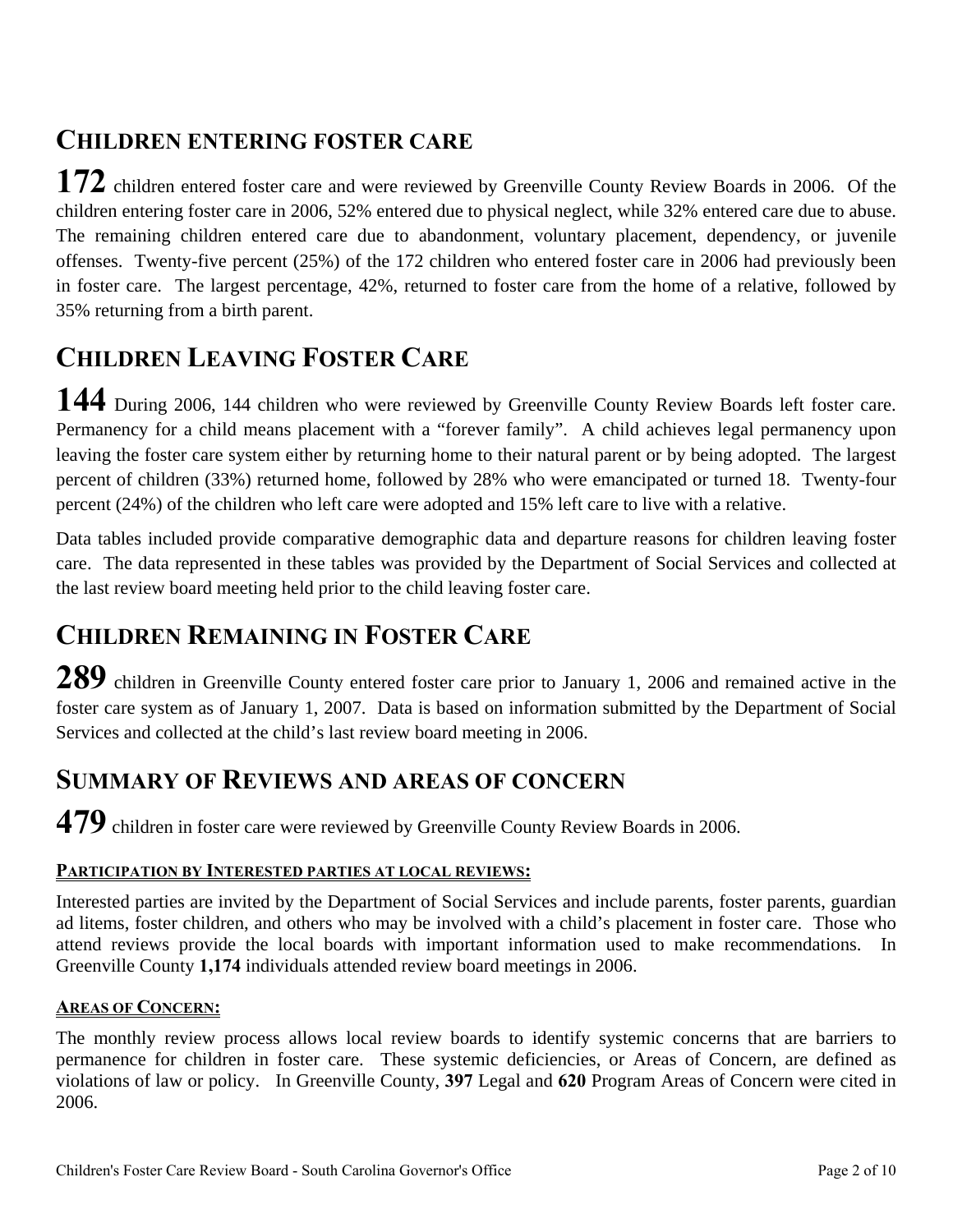## CHILDREN ENTERING FOSTER CARE

**172** children entered foster care and were reviewed by Greenville County Review Boards in 2006. Of the children entering foster care in 2006, 52% entered due to physical neglect, while 32% entered care due to abuse. The remaining children entered care due to abandonment, voluntary placement, dependency, or juvenile offenses. Twenty-five percent (25%) of the 172 children who entered foster care in 2006 had previously been in foster care. The largest percentage, 42%, returned to foster care from the home of a relative, followed by 35% returning from a birth parent.

## CHILDREN LEAVING FOSTER CARE

**144** During 2006, 144 children who were reviewed by Greenville County Review Boards left foster care. Permanency for a child means placement with a "forever family". A child achieves legal permanency upon leaving the foster care system either by returning home to their natural parent or by being adopted. The largest percent of children (33%) returned home, followed by 28% who were emancipated or turned 18. Twenty-four percent (24%) of the children who left care were adopted and 15% left care to live with a relative.

Data tables included provide comparative demographic data and departure reasons for children leaving foster care. The data represented in these tables was provided by the Department of Social Services and collected at the last review board meeting held prior to the child leaving foster care.

## CHILDREN REMAINING IN FOSTER CARE

**289** children in Greenville County entered foster care prior to January 1, 2006 and remained active in the foster care system as of January 1, 2007. Data is based on information submitted by the Department of Social Services and collected at the child's last review board meeting in 2006.

## SUMMARY OF REVIEWS AND AREAS OF CONCERN

**479** children in foster care were reviewed by Greenville County Review Boards in 2006.

### PARTICIPATION BY INTERESTED PARTIES AT LOCAL REVIEWS:

Interested parties are invited by the Department of Social Services and include parents, foster parents, guardian ad litems, foster children, and others who may be involved with a child's placement in foster care. Those who attend reviews provide the local boards with important information used to make recommendations. In Greenville County **1,174** individuals attended review board meetings in 2006.

### AREAS OF CONCERN:

The monthly review process allows local review boards to identify systemic concerns that are barriers to permanence for children in foster care. These systemic deficiencies, or Areas of Concern, are defined as violations of law or policy. In Greenville County, **397** Legal and **620** Program Areas of Concern were cited in 2006.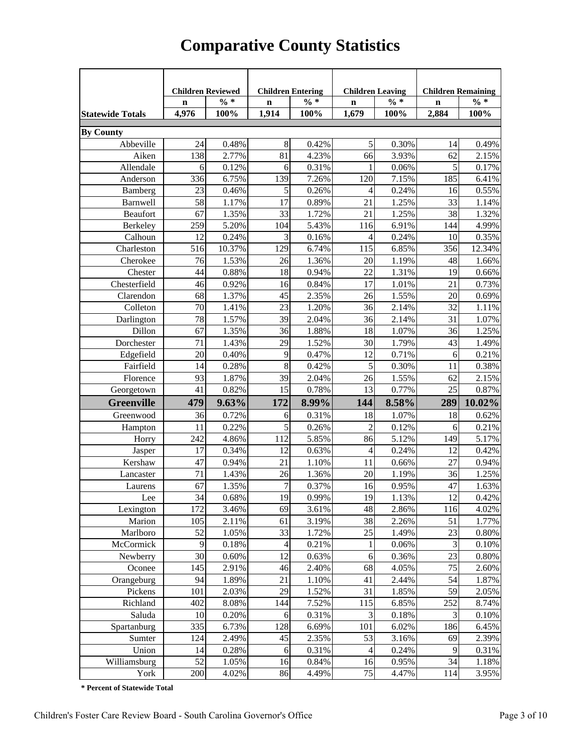# Comparative County Statistics

| | Children Reviewed | | Children Entering | | Children Leaving | | Children Remaining | |
|---|---|---|---|---|---|---|---|---|
| | n | % * | n | % * | n | % * | n | % * |
| **Statewide Totals** | **4,976** | **100%** | **1,914** | **100%** | **1,679** | **100%** | **2,884** | **100%** |
| **By County** | | | | | | | | |
| Abbeville | 24 | 0.48% | 8 | 0.42% | 5 | 0.30% | 14 | 0.49% |
| Aiken | 138 | 2.77% | 81 | 4.23% | 66 | 3.93% | 62 | 2.15% |
| Allendale | 6 | 0.12% | 6 | 0.31% | 1 | 0.06% | 5 | 0.17% |
| Anderson | 336 | 6.75% | 139 | 7.26% | 120 | 7.15% | 185 | 6.41% |
| Bamberg | 23 | 0.46% | 5 | 0.26% | 4 | 0.24% | 16 | 0.55% |
| Barnwell | 58 | 1.17% | 17 | 0.89% | 21 | 1.25% | 33 | 1.14% |
| Beaufort | 67 | 1.35% | 33 | 1.72% | 21 | 1.25% | 38 | 1.32% |
| Berkeley | 259 | 5.20% | 104 | 5.43% | 116 | 6.91% | 144 | 4.99% |
| Calhoun | 12 | 0.24% | 3 | 0.16% | 4 | 0.24% | 10 | 0.35% |
| Charleston | 516 | 10.37% | 129 | 6.74% | 115 | 6.85% | 356 | 12.34% |
| Cherokee | 76 | 1.53% | 26 | 1.36% | 20 | 1.19% | 48 | 1.66% |
| Chester | 44 | 0.88% | 18 | 0.94% | 22 | 1.31% | 19 | 0.66% |
| Chesterfield | 46 | 0.92% | 16 | 0.84% | 17 | 1.01% | 21 | 0.73% |
| Clarendon | 68 | 1.37% | 45 | 2.35% | 26 | 1.55% | 20 | 0.69% |
| Colleton | 70 | 1.41% | 23 | 1.20% | 36 | 2.14% | 32 | 1.11% |
| Darlington | 78 | 1.57% | 39 | 2.04% | 36 | 2.14% | 31 | 1.07% |
| Dillon | 67 | 1.35% | 36 | 1.88% | 18 | 1.07% | 36 | 1.25% |
| Dorchester | 71 | 1.43% | 29 | 1.52% | 30 | 1.79% | 43 | 1.49% |
| Edgefield | 20 | 0.40% | 9 | 0.47% | 12 | 0.71% | 6 | 0.21% |
| Fairfield | 14 | 0.28% | 8 | 0.42% | 5 | 0.30% | 11 | 0.38% |
| Florence | 93 | 1.87% | 39 | 2.04% | 26 | 1.55% | 62 | 2.15% |
| Georgetown | 41 | 0.82% | 15 | 0.78% | 13 | 0.77% | 25 | 0.87% |
| **Greenville** | **479** | **9.63%** | **172** | **8.99%** | **144** | **8.58%** | **289** | **10.02%** |
| Greenwood | 36 | 0.72% | 6 | 0.31% | 18 | 1.07% | 18 | 0.62% |
| Hampton | 11 | 0.22% | 5 | 0.26% | 2 | 0.12% | 6 | 0.21% |
| Horry | 242 | 4.86% | 112 | 5.85% | 86 | 5.12% | 149 | 5.17% |
| Jasper | 17 | 0.34% | 12 | 0.63% | 4 | 0.24% | 12 | 0.42% |
| Kershaw | 47 | 0.94% | 21 | 1.10% | 11 | 0.66% | 27 | 0.94% |
| Lancaster | 71 | 1.43% | 26 | 1.36% | 20 | 1.19% | 36 | 1.25% |
| Laurens | 67 | 1.35% | 7 | 0.37% | 16 | 0.95% | 47 | 1.63% |
| Lee | 34 | 0.68% | 19 | 0.99% | 19 | 1.13% | 12 | 0.42% |
| Lexington | 172 | 3.46% | 69 | 3.61% | 48 | 2.86% | 116 | 4.02% |
| Marion | 105 | 2.11% | 61 | 3.19% | 38 | 2.26% | 51 | 1.77% |
| Marlboro | 52 | 1.05% | 33 | 1.72% | 25 | 1.49% | 23 | 0.80% |
| McCormick | 9 | 0.18% | 4 | 0.21% | 1 | 0.06% | 3 | 0.10% |
| Newberry | 30 | 0.60% | 12 | 0.63% | 6 | 0.36% | 23 | 0.80% |
| Oconee | 145 | 2.91% | 46 | 2.40% | 68 | 4.05% | 75 | 2.60% |
| Orangeburg | 94 | 1.89% | 21 | 1.10% | 41 | 2.44% | 54 | 1.87% |
| Pickens | 101 | 2.03% | 29 | 1.52% | 31 | 1.85% | 59 | 2.05% |
| Richland | 402 | 8.08% | 144 | 7.52% | 115 | 6.85% | 252 | 8.74% |
| Saluda | 10 | 0.20% | 6 | 0.31% | 3 | 0.18% | 3 | 0.10% |
| Spartanburg | 335 | 6.73% | 128 | 6.69% | 101 | 6.02% | 186 | 6.45% |
| Sumter | 124 | 2.49% | 45 | 2.35% | 53 | 3.16% | 69 | 2.39% |
| Union | 14 | 0.28% | 6 | 0.31% | 4 | 0.24% | 9 | 0.31% |
| Williamsburg | 52 | 1.05% | 16 | 0.84% | 16 | 0.95% | 34 | 1.18% |
| York | 200 | 4.02% | 86 | 4.49% | 75 | 4.47% | 114 | 3.95% |

**\* Percent of Statewide Total**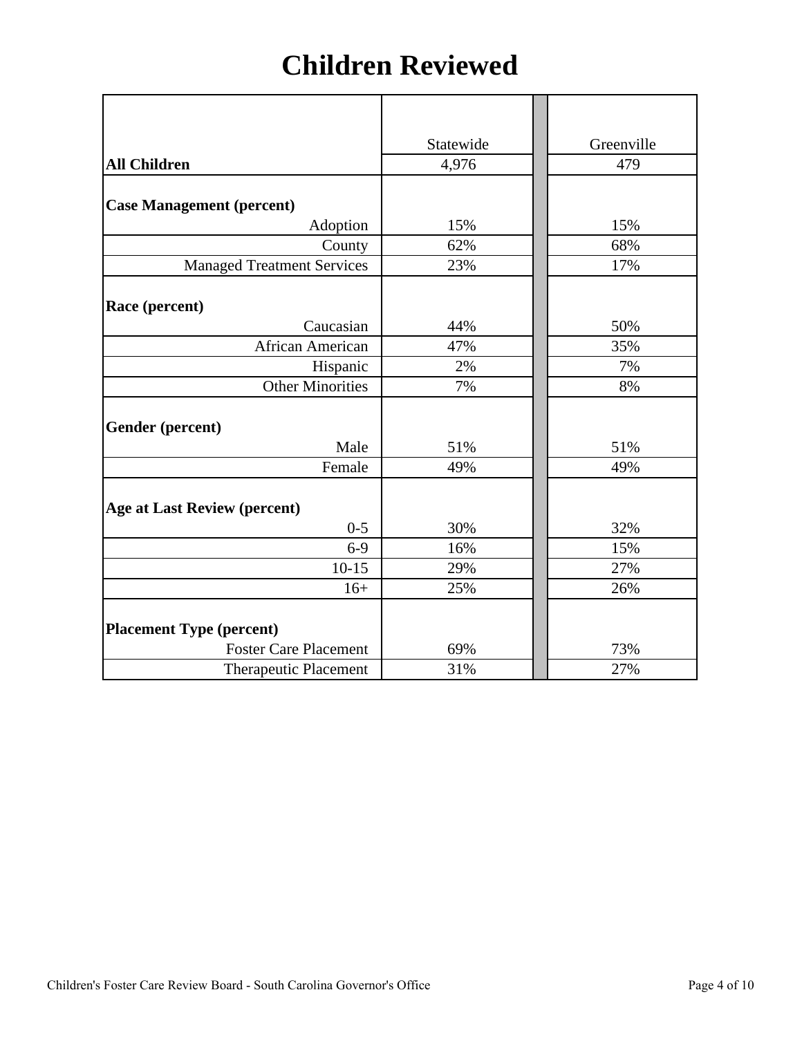# Children Reviewed

| | Statewide | Greenville |
|---|---|---|
| **All Children** | 4,976 | 479 |
| **Case Management (percent)** | | |
| Adoption | 15% | 15% |
| County | 62% | 68% |
| Managed Treatment Services | 23% | 17% |
| **Race (percent)** | | |
| Caucasian | 44% | 50% |
| African American | 47% | 35% |
| Hispanic | 2% | 7% |
| Other Minorities | 7% | 8% |
| **Gender (percent)** | | |
| Male | 51% | 51% |
| Female | 49% | 49% |
| **Age at Last Review (percent)** | | |
| 0-5 | 30% | 32% |
| 6-9 | 16% | 15% |
| 10-15 | 29% | 27% |
| 16+ | 25% | 26% |
| **Placement Type (percent)** | | |
| Foster Care Placement | 69% | 73% |
| Therapeutic Placement | 31% | 27% |

Children's Foster Care Review Board - South Carolina Governor's Office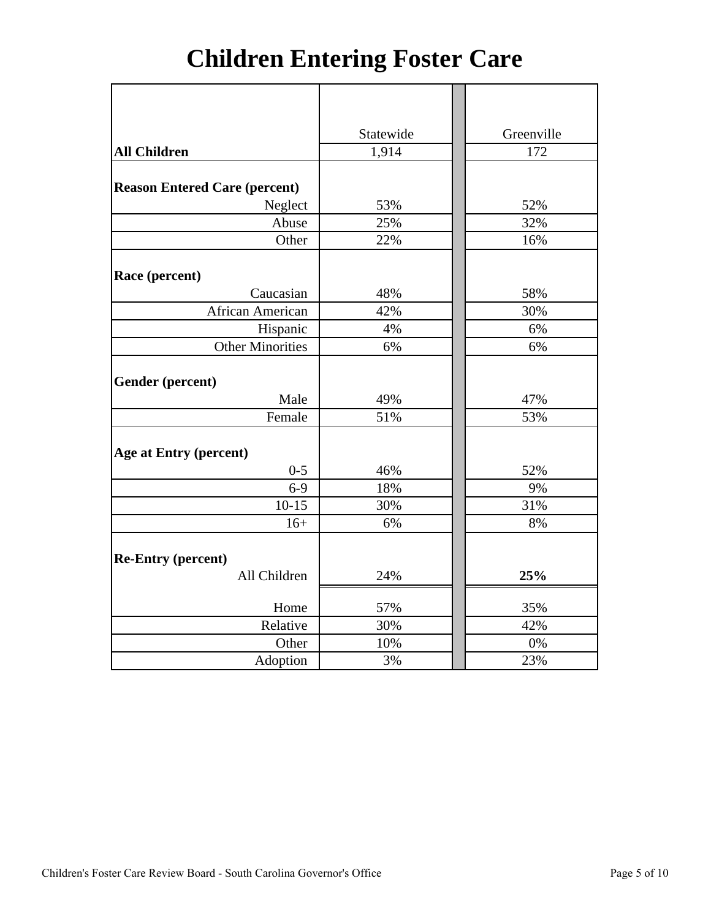# Children Entering Foster Care

| | Statewide | Greenville |
|---|---|---|
| **All Children** | 1,914 | 172 |
| **Reason Entered Care (percent)** | | |
| Neglect | 53% | 52% |
| Abuse | 25% | 32% |
| Other | 22% | 16% |
| **Race (percent)** | | |
| Caucasian | 48% | 58% |
| African American | 42% | 30% |
| Hispanic | 4% | 6% |
| Other Minorities | 6% | 6% |
| **Gender (percent)** | | |
| Male | 49% | 47% |
| Female | 51% | 53% |
| **Age at Entry (percent)** | | |
| 0-5 | 46% | 52% |
| 6-9 | 18% | 9% |
| 10-15 | 30% | 31% |
| 16+ | 6% | 8% |
| **Re-Entry (percent)** | | |
| All Children | 24% | **25%** |
| Home | 57% | 35% |
| Relative | 30% | 42% |
| Other | 10% | 0% |
| Adoption | 3% | 23% |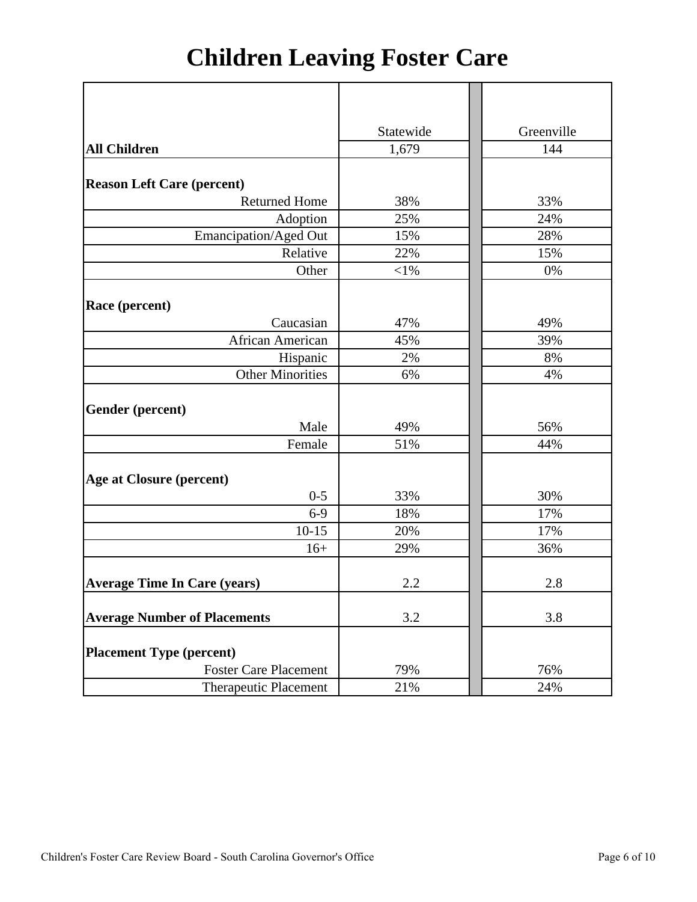# Children Leaving Foster Care

| | Statewide | Greenville |
|---|---|---|
| **All Children** | 1,679 | 144 |
| **Reason Left Care (percent)** | | |
| Returned Home | 38% | 33% |
| Adoption | 25% | 24% |
| Emancipation/Aged Out | 15% | 28% |
| Relative | 22% | 15% |
| Other | <1% | 0% |
| **Race (percent)** | | |
| Caucasian | 47% | 49% |
| African American | 45% | 39% |
| Hispanic | 2% | 8% |
| Other Minorities | 6% | 4% |
| **Gender (percent)** | | |
| Male | 49% | 56% |
| Female | 51% | 44% |
| **Age at Closure (percent)** | | |
| 0-5 | 33% | 30% |
| 6-9 | 18% | 17% |
| 10-15 | 20% | 17% |
| 16+ | 29% | 36% |
| **Average Time In Care (years)** | 2.2 | 2.8 |
| **Average Number of Placements** | 3.2 | 3.8 |
| **Placement Type (percent)** | | |
| Foster Care Placement | 79% | 76% |
| Therapeutic Placement | 21% | 24% |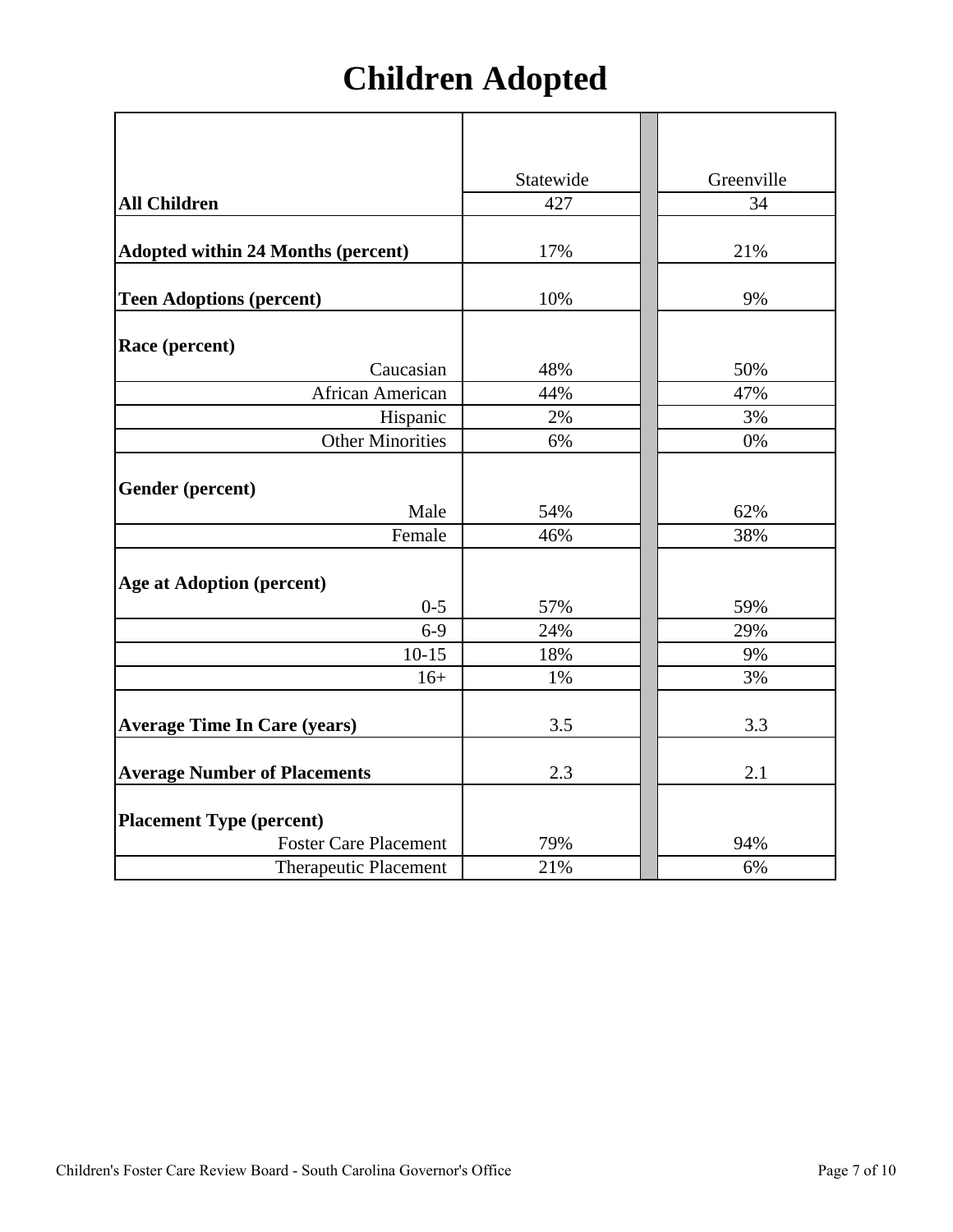# Children Adopted

| | Statewide | Greenville |
|---|---|---|
| **All Children** | 427 | 34 |
| **Adopted within 24 Months (percent)** | 17% | 21% |
| **Teen Adoptions (percent)** | 10% | 9% |
| **Race (percent)** | | |
| Caucasian | 48% | 50% |
| African American | 44% | 47% |
| Hispanic | 2% | 3% |
| Other Minorities | 6% | 0% |
| **Gender (percent)** | | |
| Male | 54% | 62% |
| Female | 46% | 38% |
| **Age at Adoption (percent)** | | |
| 0-5 | 57% | 59% |
| 6-9 | 24% | 29% |
| 10-15 | 18% | 9% |
| 16+ | 1% | 3% |
| **Average Time In Care (years)** | 3.5 | 3.3 |
| **Average Number of Placements** | 2.3 | 2.1 |
| **Placement Type (percent)** | | |
| Foster Care Placement | 79% | 94% |
| Therapeutic Placement | 21% | 6% |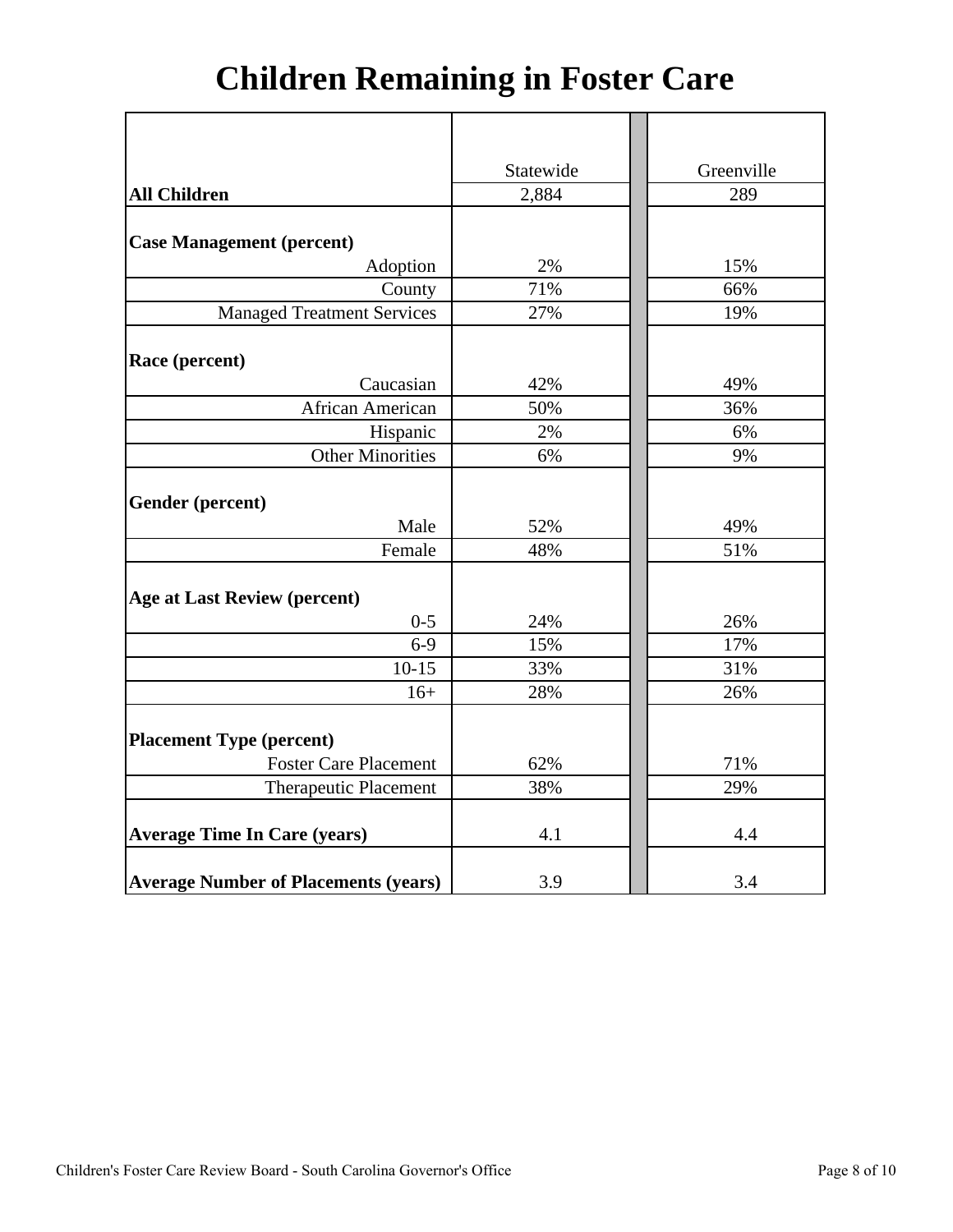# Children Remaining in Foster Care

| | Statewide | Greenville |
|---|---|---|
| **All Children** | 2,884 | 289 |
| **Case Management (percent)** | | |
| Adoption | 2% | 15% |
| County | 71% | 66% |
| Managed Treatment Services | 27% | 19% |
| **Race (percent)** | | |
| Caucasian | 42% | 49% |
| African American | 50% | 36% |
| Hispanic | 2% | 6% |
| Other Minorities | 6% | 9% |
| **Gender (percent)** | | |
| Male | 52% | 49% |
| Female | 48% | 51% |
| **Age at Last Review (percent)** | | |
| 0-5 | 24% | 26% |
| 6-9 | 15% | 17% |
| 10-15 | 33% | 31% |
| 16+ | 28% | 26% |
| **Placement Type (percent)** | | |
| Foster Care Placement | 62% | 71% |
| Therapeutic Placement | 38% | 29% |
| **Average Time In Care (years)** | 4.1 | 4.4 |
| **Average Number of Placements (years)** | 3.9 | 3.4 |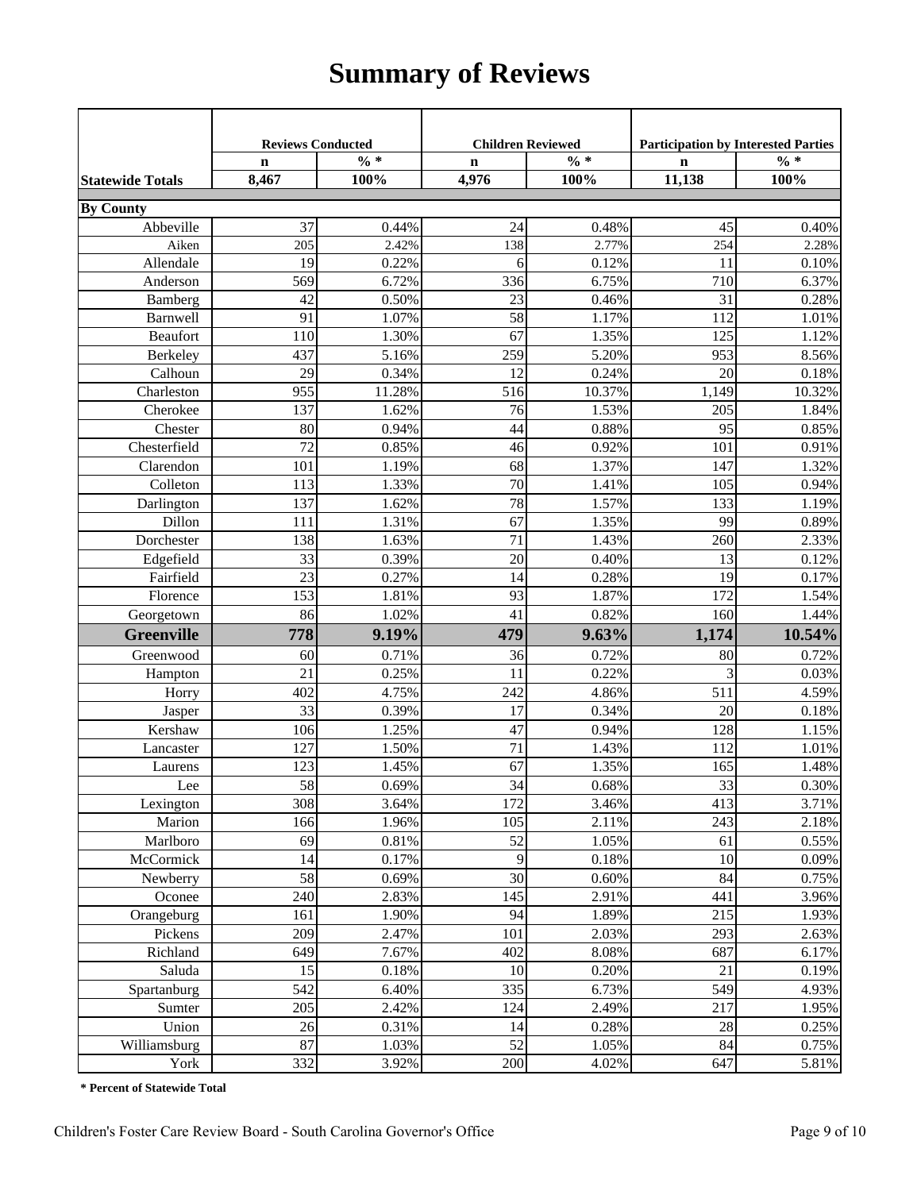# Summary of Reviews

|  | Reviews Conducted | | Children Reviewed | | Participation by Interested Parties | |
|---|---|---|---|---|---|---|
|  | n | % * | n | % * | n | % * |
| **Statewide Totals** | **8,467** | **100%** | **4,976** | **100%** | **11,138** | **100%** |
| **By County** | | | | | | |
| Abbeville | 37 | 0.44% | 24 | 0.48% | 45 | 0.40% |
| Aiken | 205 | 2.42% | 138 | 2.77% | 254 | 2.28% |
| Allendale | 19 | 0.22% | 6 | 0.12% | 11 | 0.10% |
| Anderson | 569 | 6.72% | 336 | 6.75% | 710 | 6.37% |
| Bamberg | 42 | 0.50% | 23 | 0.46% | 31 | 0.28% |
| Barnwell | 91 | 1.07% | 58 | 1.17% | 112 | 1.01% |
| Beaufort | 110 | 1.30% | 67 | 1.35% | 125 | 1.12% |
| Berkeley | 437 | 5.16% | 259 | 5.20% | 953 | 8.56% |
| Calhoun | 29 | 0.34% | 12 | 0.24% | 20 | 0.18% |
| Charleston | 955 | 11.28% | 516 | 10.37% | 1,149 | 10.32% |
| Cherokee | 137 | 1.62% | 76 | 1.53% | 205 | 1.84% |
| Chester | 80 | 0.94% | 44 | 0.88% | 95 | 0.85% |
| Chesterfield | 72 | 0.85% | 46 | 0.92% | 101 | 0.91% |
| Clarendon | 101 | 1.19% | 68 | 1.37% | 147 | 1.32% |
| Colleton | 113 | 1.33% | 70 | 1.41% | 105 | 0.94% |
| Darlington | 137 | 1.62% | 78 | 1.57% | 133 | 1.19% |
| Dillon | 111 | 1.31% | 67 | 1.35% | 99 | 0.89% |
| Dorchester | 138 | 1.63% | 71 | 1.43% | 260 | 2.33% |
| Edgefield | 33 | 0.39% | 20 | 0.40% | 13 | 0.12% |
| Fairfield | 23 | 0.27% | 14 | 0.28% | 19 | 0.17% |
| Florence | 153 | 1.81% | 93 | 1.87% | 172 | 1.54% |
| Georgetown | 86 | 1.02% | 41 | 0.82% | 160 | 1.44% |
| **Greenville** | **778** | **9.19%** | **479** | **9.63%** | **1,174** | **10.54%** |
| Greenwood | 60 | 0.71% | 36 | 0.72% | 80 | 0.72% |
| Hampton | 21 | 0.25% | 11 | 0.22% | 3 | 0.03% |
| Horry | 402 | 4.75% | 242 | 4.86% | 511 | 4.59% |
| Jasper | 33 | 0.39% | 17 | 0.34% | 20 | 0.18% |
| Kershaw | 106 | 1.25% | 47 | 0.94% | 128 | 1.15% |
| Lancaster | 127 | 1.50% | 71 | 1.43% | 112 | 1.01% |
| Laurens | 123 | 1.45% | 67 | 1.35% | 165 | 1.48% |
| Lee | 58 | 0.69% | 34 | 0.68% | 33 | 0.30% |
| Lexington | 308 | 3.64% | 172 | 3.46% | 413 | 3.71% |
| Marion | 166 | 1.96% | 105 | 2.11% | 243 | 2.18% |
| Marlboro | 69 | 0.81% | 52 | 1.05% | 61 | 0.55% |
| McCormick | 14 | 0.17% | 9 | 0.18% | 10 | 0.09% |
| Newberry | 58 | 0.69% | 30 | 0.60% | 84 | 0.75% |
| Oconee | 240 | 2.83% | 145 | 2.91% | 441 | 3.96% |
| Orangeburg | 161 | 1.90% | 94 | 1.89% | 215 | 1.93% |
| Pickens | 209 | 2.47% | 101 | 2.03% | 293 | 2.63% |
| Richland | 649 | 7.67% | 402 | 8.08% | 687 | 6.17% |
| Saluda | 15 | 0.18% | 10 | 0.20% | 21 | 0.19% |
| Spartanburg | 542 | 6.40% | 335 | 6.73% | 549 | 4.93% |
| Sumter | 205 | 2.42% | 124 | 2.49% | 217 | 1.95% |
| Union | 26 | 0.31% | 14 | 0.28% | 28 | 0.25% |
| Williamsburg | 87 | 1.03% | 52 | 1.05% | 84 | 0.75% |
| York | 332 | 3.92% | 200 | 4.02% | 647 | 5.81% |

**\* Percent of Statewide Total**

Children's Foster Care Review Board - South Carolina Governor's Office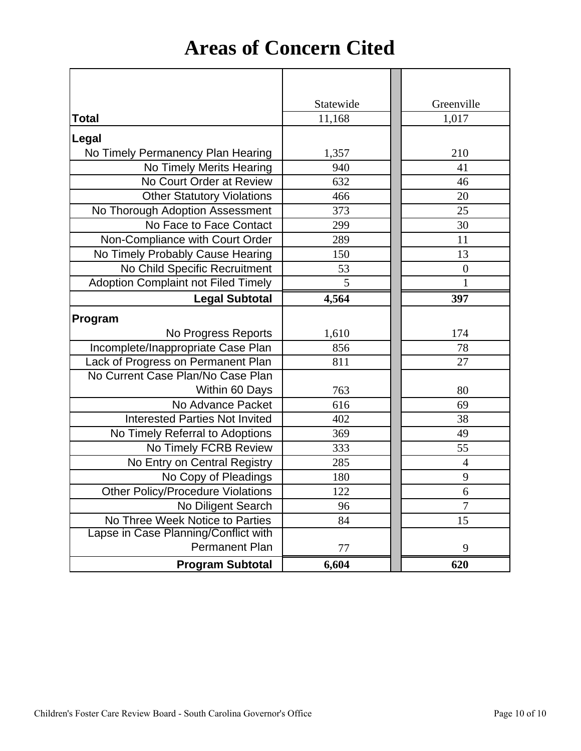# Areas of Concern Cited

| | Statewide | Greenville |
|---|---|---|
| **Total** | 11,168 | 1,017 |
| **Legal** | | |
| No Timely Permanency Plan Hearing | 1,357 | 210 |
| No Timely Merits Hearing | 940 | 41 |
| No Court Order at Review | 632 | 46 |
| Other Statutory Violations | 466 | 20 |
| No Thorough Adoption Assessment | 373 | 25 |
| No Face to Face Contact | 299 | 30 |
| Non-Compliance with Court Order | 289 | 11 |
| No Timely Probably Cause Hearing | 150 | 13 |
| No Child Specific Recruitment | 53 | 0 |
| Adoption Complaint not Filed Timely | 5 | 1 |
| **Legal Subtotal** | **4,564** | **397** |
| **Program** | | |
| No Progress Reports | 1,610 | 174 |
| Incomplete/Inappropriate Case Plan | 856 | 78 |
| Lack of Progress on Permanent Plan | 811 | 27 |
| No Current Case Plan/No Case Plan Within 60 Days | 763 | 80 |
| No Advance Packet | 616 | 69 |
| Interested Parties Not Invited | 402 | 38 |
| No Timely Referral to Adoptions | 369 | 49 |
| No Timely FCRB Review | 333 | 55 |
| No Entry on Central Registry | 285 | 4 |
| No Copy of Pleadings | 180 | 9 |
| Other Policy/Procedure Violations | 122 | 6 |
| No Diligent Search | 96 | 7 |
| No Three Week Notice to Parties | 84 | 15 |
| Lapse in Case Planning/Conflict with Permanent Plan | 77 | 9 |
| **Program Subtotal** | **6,604** | **620** |